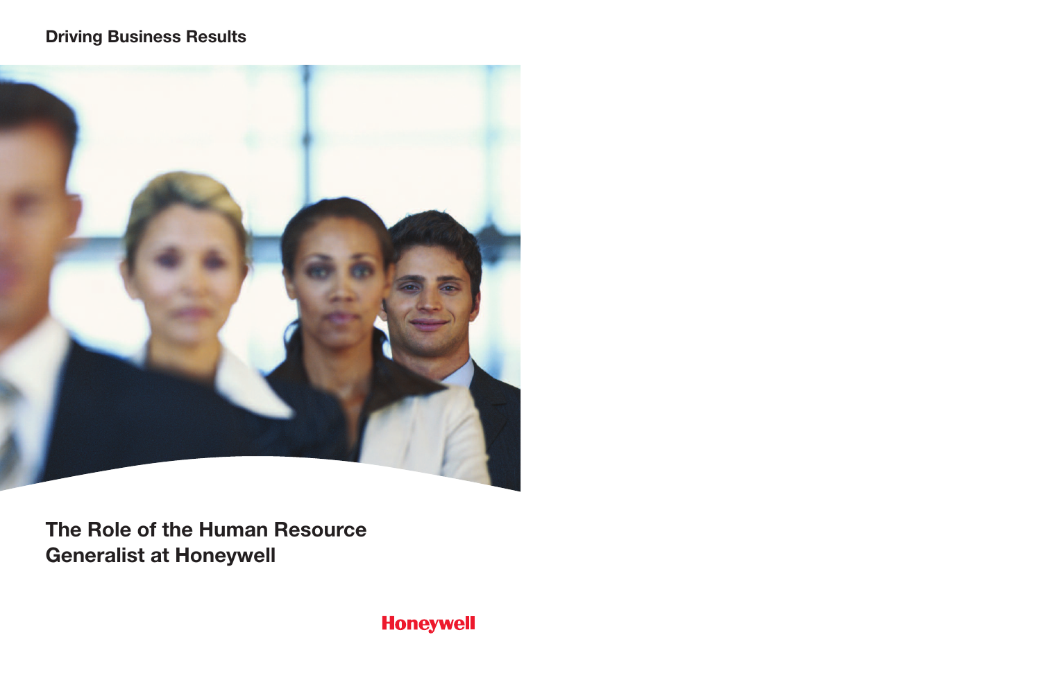**Driving Business Results**

# The Role of the Human Resource Generalist at Honeywell

Honeywell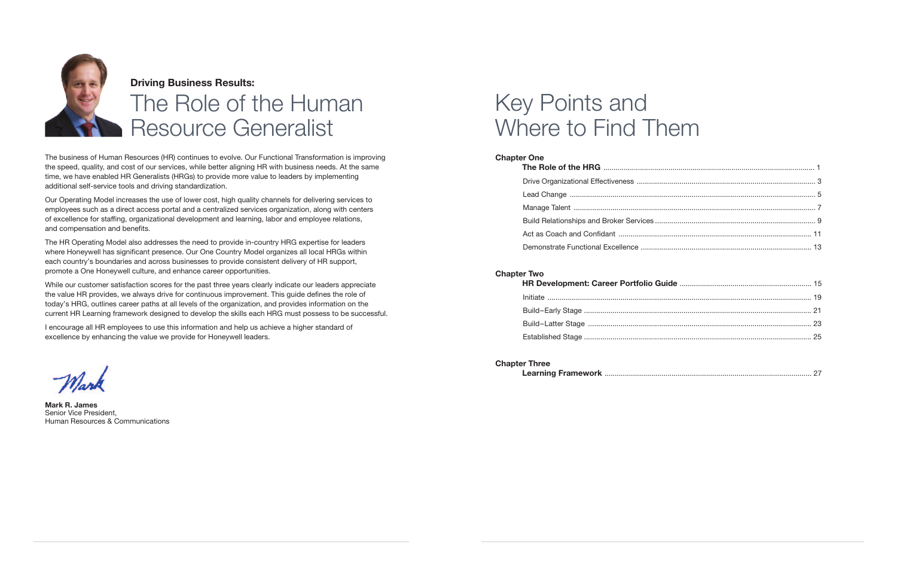**Driving Business Results:**

# The Role of the Human Resource Generalist

The business of Human Resources (HR) continues to evolve. Our Functional Transformation is improving the speed, quality, and cost of our services, while better aligning HR with business needs. At the same time, we have enabled HR Generalists (HRGs) to provide more value to leaders by implementing additional self-service tools and driving standardization.

Our Operating Model increases the use of lower cost, high quality channels for delivering services to employees such as a direct access portal and a centralized services organization, along with centers of excellence for staffing, organizational development and learning, labor and employee relations, and compensation and benefits.

The HR Operating Model also addresses the need to provide in-country HRG expertise for leaders where Honeywell has significant presence. Our One Country Model organizes all local HRGs within each country's boundaries and across businesses to provide consistent delivery of HR support, promote a One Honeywell culture, and enhance career opportunities.

While our customer satisfaction scores for the past three years clearly indicate our leaders appreciate the value HR provides, we always drive for continuous improvement. This guide defines the role of today's HRG, outlines career paths at all levels of the organization, and provides information on the current HR Learning framework designed to develop the skills each HRG must possess to be successful.

I encourage all HR employees to use this information and help us achieve a higher standard of excellence by enhancing the value we provide for Honeywell leaders.

Mark

**Mark R. James**
Senior Vice President,
Human Resources & Communications

# Key Points and Where to Find Them

**Chapter One**

- **The Role of the HRG** ........ 1
  - Drive Organizational Effectiveness ........ 3
  - Lead Change ........ 5
  - Manage Talent ........ 7
  - Build Relationships and Broker Services ........ 9
  - Act as Coach and Confidant ........ 11
  - Demonstrate Functional Excellence ........ 13

**Chapter Two**

- **HR Development: Career Portfolio Guide** ........ 15
  - Initiate ........ 19
  - Build–Early Stage ........ 21
  - Build–Latter Stage ........ 23
  - Established Stage ........ 25

**Chapter Three**

- **Learning Framework** ........ 27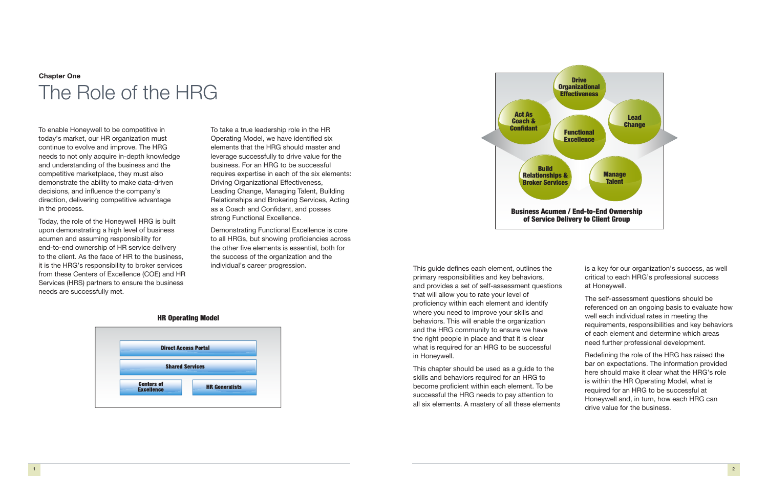Chapter One

# The Role of the HRG

To enable Honeywell to be competitive in today's market, our HR organization must continue to evolve and improve. The HRG needs to not only acquire in-depth knowledge and understanding of the business and the competitive marketplace, they must also demonstrate the ability to make data-driven decisions, and influence the company's direction, delivering competitive advantage in the process.

Today, the role of the Honeywell HRG is built upon demonstrating a high level of business acumen and assuming responsibility for end-to-end ownership of HR service delivery to the client. As the face of HR to the business, it is the HRG's responsibility to broker services from these Centers of Excellence (COE) and HR Services (HRS) partners to ensure the business needs are successfully met.

To take a true leadership role in the HR Operating Model, we have identified six elements that the HRG should master and leverage successfully to drive value for the business. For an HRG to be successful requires expertise in each of the six elements: Driving Organizational Effectiveness, Leading Change, Managing Talent, Building Relationships and Brokering Services, Acting as a Coach and Confidant, and posses strong Functional Excellence.

Demonstrating Functional Excellence is core to all HRGs, but showing proficiencies across the other five elements is essential, both for the success of the organization and the individual's career progression.

**HR Operating Model**

- Direct Access Portal
- Shared Services
- Centers of Excellence
- HR Generalists

Drive Organizational Effectiveness · Lead Change · Manage Talent · Build Relationships & Broker Services · Act As Coach & Confidant · Functional Excellence

**Business Acumen / End-to-End Ownership of Service Delivery to Client Group**

This guide defines each element, outlines the primary responsibilities and key behaviors, and provides a set of self-assessment questions that will allow you to rate your level of proficiency within each element and identify where you need to improve your skills and behaviors. This will enable the organization and the HRG community to ensure we have the right people in place and that it is clear what is required for an HRG to be successful in Honeywell.

This chapter should be used as a guide to the skills and behaviors required for an HRG to become proficient within each element. To be successful the HRG needs to pay attention to all six elements. A mastery of all these elements is a key for our organization's success, as well critical to each HRG's professional success at Honeywell.

The self-assessment questions should be referenced on an ongoing basis to evaluate how well each individual rates in meeting the requirements, responsibilities and key behaviors of each element and determine which areas need further professional development.

Redefining the role of the HRG has raised the bar on expectations. The information provided here should make it clear what the HRG's role is within the HR Operating Model, what is required for an HRG to be successful at Honeywell and, in turn, how each HRG can drive value for the business.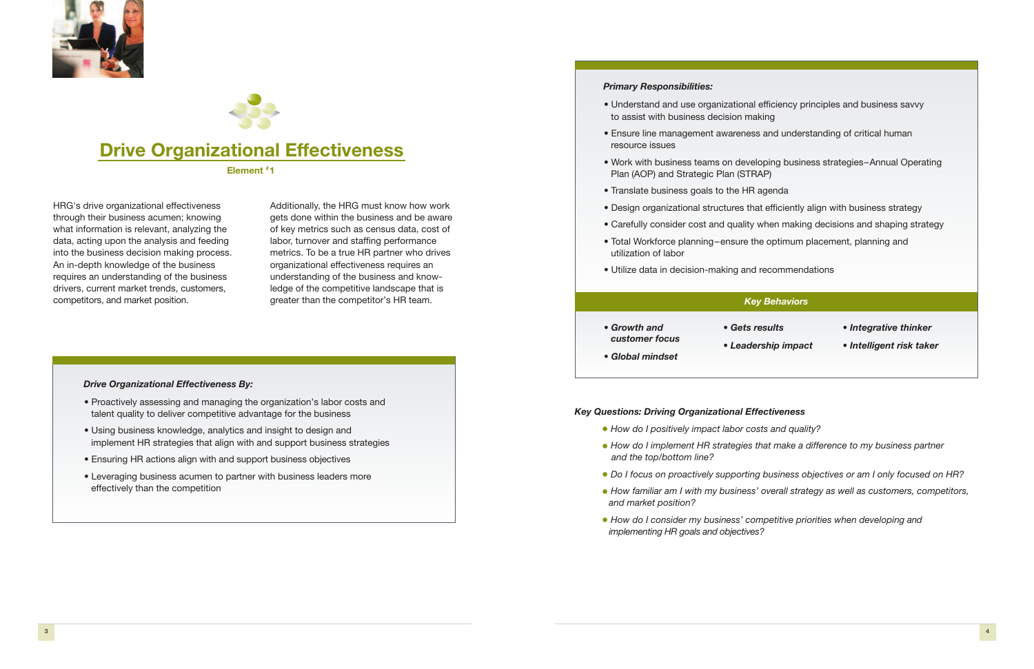# Drive Organizational Effectiveness

**Element #1**

HRG's drive organizational effectiveness through their business acumen; knowing what information is relevant, analyzing the data, acting upon the analysis and feeding into the business decision making process. An in-depth knowledge of the business requires an understanding of the business drivers, current market trends, customers, competitors, and market position.

Additionally, the HRG must know how work gets done within the business and be aware of key metrics such as census data, cost of labor, turnover and staffing performance metrics. To be a true HR partner who drives organizational effectiveness requires an understanding of the business and knowledge of the competitive landscape that is greater than the competitor's HR team.

***Drive Organizational Effectiveness By:***

- Proactively assessing and managing the organization's labor costs and talent quality to deliver competitive advantage for the business
- Using business knowledge, analytics and insight to design and implement HR strategies that align with and support business strategies
- Ensuring HR actions align with and support business objectives
- Leveraging business acumen to partner with business leaders more effectively than the competition

***Primary Responsibilities:***

- Understand and use organizational efficiency principles and business savvy to assist with business decision making
- Ensure line management awareness and understanding of critical human resource issues
- Work with business teams on developing business strategies–Annual Operating Plan (AOP) and Strategic Plan (STRAP)
- Translate business goals to the HR agenda
- Design organizational structures that efficiently align with business strategy
- Carefully consider cost and quality when making decisions and shaping strategy
- Total Workforce planning–ensure the optimum placement, planning and utilization of labor
- Utilize data in decision-making and recommendations

***Key Behaviors***

- ***Growth and customer focus***
- ***Global mindset***
- ***Gets results***
- ***Leadership impact***
- ***Integrative thinker***
- ***Intelligent risk taker***

***Key Questions: Driving Organizational Effectiveness***

- *How do I positively impact labor costs and quality?*
- *How do I implement HR strategies that make a difference to my business partner and the top/bottom line?*
- *Do I focus on proactively supporting business objectives or am I only focused on HR?*
- *How familiar am I with my business' overall strategy as well as customers, competitors, and market position?*
- *How do I consider my business' competitive priorities when developing and implementing HR goals and objectives?*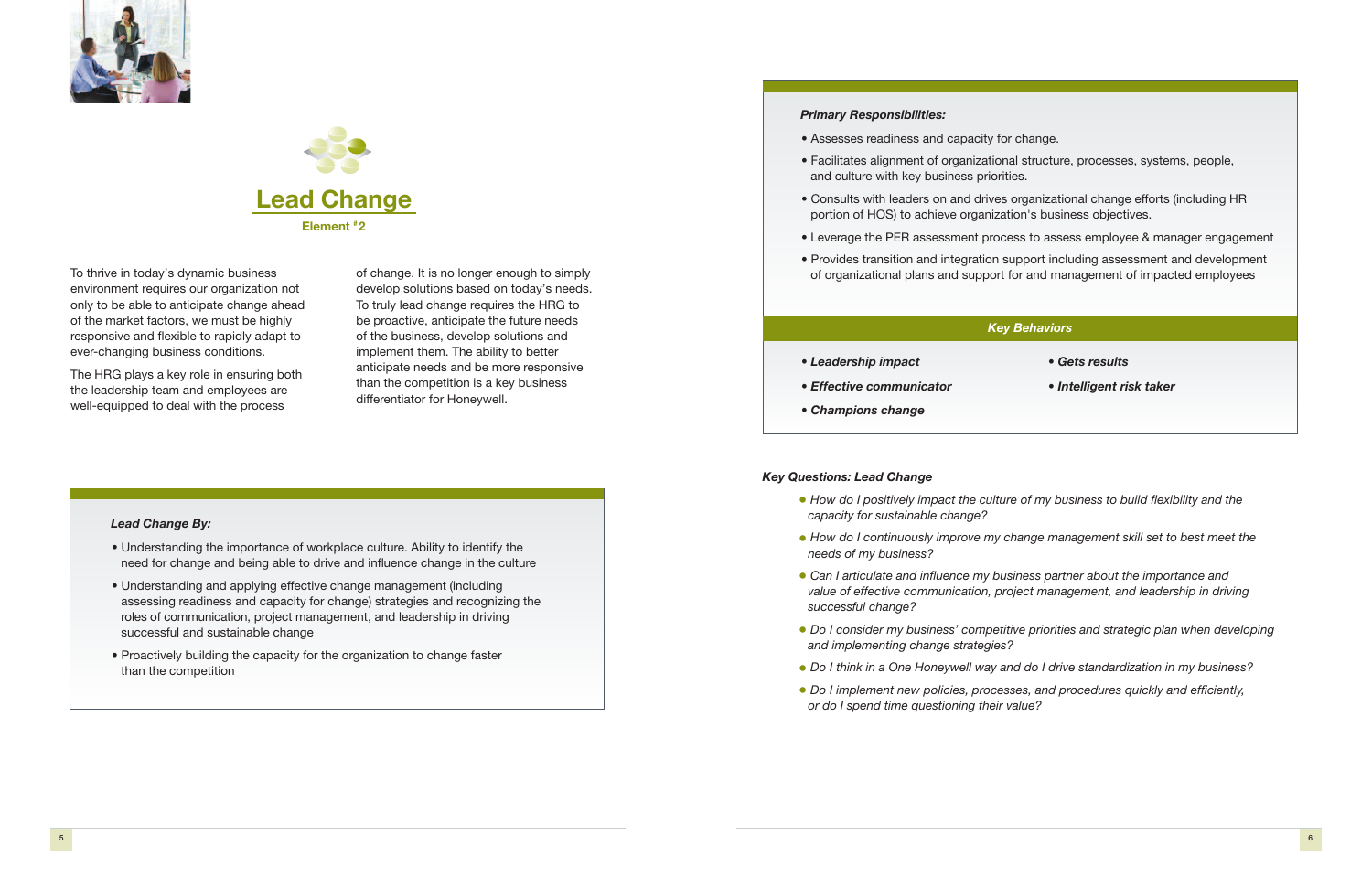# Lead Change

**Element #2**

To thrive in today's dynamic business environment requires our organization not only to be able to anticipate change ahead of the market factors, we must be highly responsive and flexible to rapidly adapt to ever-changing business conditions.

The HRG plays a key role in ensuring both the leadership team and employees are well-equipped to deal with the process of change. It is no longer enough to simply develop solutions based on today's needs. To truly lead change requires the HRG to be proactive, anticipate the future needs of the business, develop solutions and implement them. The ability to better anticipate needs and be more responsive than the competition is a key business differentiator for Honeywell.

***Lead Change By:***

- Understanding the importance of workplace culture. Ability to identify the need for change and being able to drive and influence change in the culture
- Understanding and applying effective change management (including assessing readiness and capacity for change) strategies and recognizing the roles of communication, project management, and leadership in driving successful and sustainable change
- Proactively building the capacity for the organization to change faster than the competition

***Primary Responsibilities:***

- Assesses readiness and capacity for change.
- Facilitates alignment of organizational structure, processes, systems, people, and culture with key business priorities.
- Consults with leaders on and drives organizational change efforts (including HR portion of HOS) to achieve organization's business objectives.
- Leverage the PER assessment process to assess employee & manager engagement
- Provides transition and integration support including assessment and development of organizational plans and support for and management of impacted employees

***Key Behaviors***

- ***Leadership impact***
- ***Effective communicator***
- ***Champions change***
- ***Gets results***
- ***Intelligent risk taker***

***Key Questions: Lead Change***

- *How do I positively impact the culture of my business to build flexibility and the capacity for sustainable change?*
- *How do I continuously improve my change management skill set to best meet the needs of my business?*
- *Can I articulate and influence my business partner about the importance and value of effective communication, project management, and leadership in driving successful change?*
- *Do I consider my business' competitive priorities and strategic plan when developing and implementing change strategies?*
- *Do I think in a One Honeywell way and do I drive standardization in my business?*
- *Do I implement new policies, processes, and procedures quickly and efficiently, or do I spend time questioning their value?*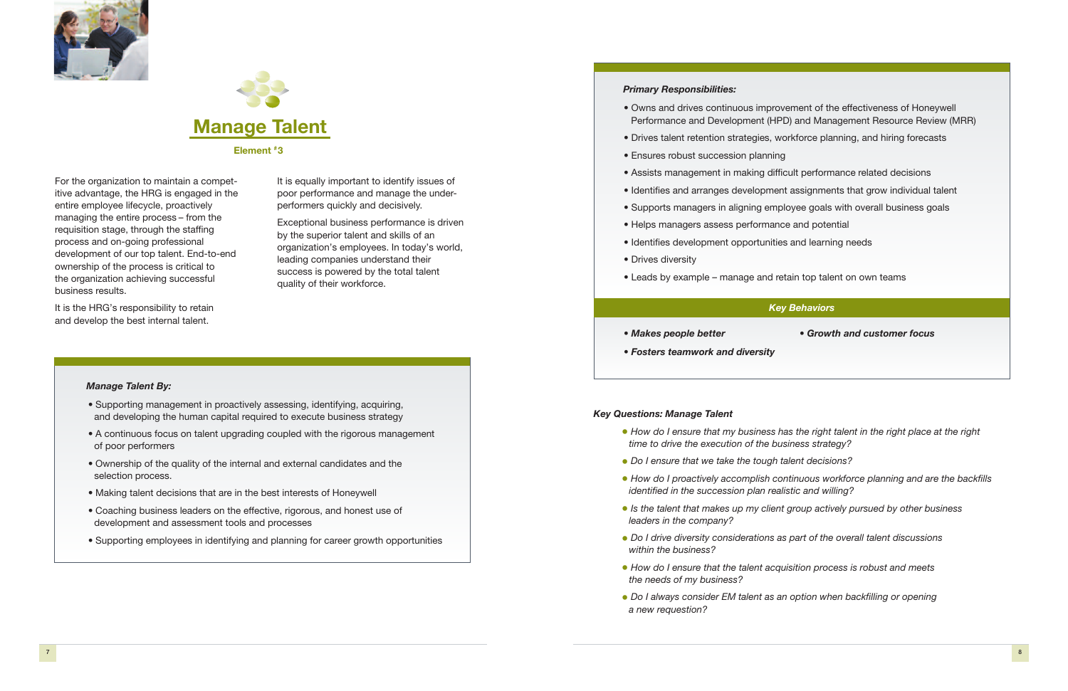# Manage Talent

**Element #3**

For the organization to maintain a competitive advantage, the HRG is engaged in the entire employee lifecycle, proactively managing the entire process – from the requisition stage, through the staffing process and on-going professional development of our top talent. End-to-end ownership of the process is critical to the organization achieving successful business results.

It is the HRG's responsibility to retain and develop the best internal talent.

It is equally important to identify issues of poor performance and manage the under-performers quickly and decisively.

Exceptional business performance is driven by the superior talent and skills of an organization's employees. In today's world, leading companies understand their success is powered by the total talent quality of their workforce.

***Manage Talent By:***

- Supporting management in proactively assessing, identifying, acquiring, and developing the human capital required to execute business strategy
- A continuous focus on talent upgrading coupled with the rigorous management of poor performers
- Ownership of the quality of the internal and external candidates and the selection process.
- Making talent decisions that are in the best interests of Honeywell
- Coaching business leaders on the effective, rigorous, and honest use of development and assessment tools and processes
- Supporting employees in identifying and planning for career growth opportunities

***Primary Responsibilities:***

- Owns and drives continuous improvement of the effectiveness of Honeywell Performance and Development (HPD) and Management Resource Review (MRR)
- Drives talent retention strategies, workforce planning, and hiring forecasts
- Ensures robust succession planning
- Assists management in making difficult performance related decisions
- Identifies and arranges development assignments that grow individual talent
- Supports managers in aligning employee goals with overall business goals
- Helps managers assess performance and potential
- Identifies development opportunities and learning needs
- Drives diversity
- Leads by example – manage and retain top talent on own teams

***Key Behaviors***

- ***Makes people better***
- ***Growth and customer focus***
- ***Fosters teamwork and diversity***

***Key Questions: Manage Talent***

- *How do I ensure that my business has the right talent in the right place at the right time to drive the execution of the business strategy?*
- *Do I ensure that we take the tough talent decisions?*
- *How do I proactively accomplish continuous workforce planning and are the backfills identified in the succession plan realistic and willing?*
- *Is the talent that makes up my client group actively pursued by other business leaders in the company?*
- *Do I drive diversity considerations as part of the overall talent discussions within the business?*
- *How do I ensure that the talent acquisition process is robust and meets the needs of my business?*
- *Do I always consider EM talent as an option when backfilling or opening a new requestion?*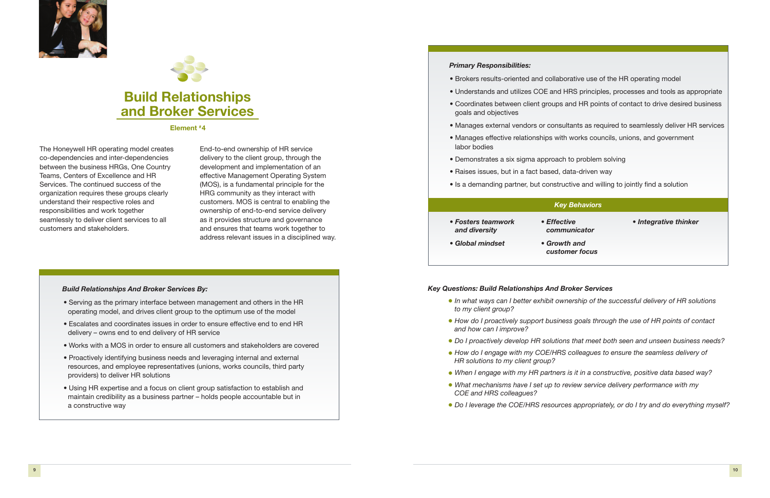# Build Relationships and Broker Services

**Element #4**

The Honeywell HR operating model creates co-dependencies and inter-dependencies between the business HRGs, One Country Teams, Centers of Excellence and HR Services. The continued success of the organization requires these groups clearly understand their respective roles and responsibilities and work together seamlessly to deliver client services to all customers and stakeholders.

End-to-end ownership of HR service delivery to the client group, through the development and implementation of an effective Management Operating System (MOS), is a fundamental principle for the HRG community as they interact with customers. MOS is central to enabling the ownership of end-to-end service delivery as it provides structure and governance and ensures that teams work together to address relevant issues in a disciplined way.

***Build Relationships And Broker Services By:***

- Serving as the primary interface between management and others in the HR operating model, and drives client group to the optimum use of the model
- Escalates and coordinates issues in order to ensure effective end to end HR delivery – owns end to end delivery of HR service
- Works with a MOS in order to ensure all customers and stakeholders are covered
- Proactively identifying business needs and leveraging internal and external resources, and employee representatives (unions, works councils, third party providers) to deliver HR solutions
- Using HR expertise and a focus on client group satisfaction to establish and maintain credibility as a business partner – holds people accountable but in a constructive way

***Primary Responsibilities:***

- Brokers results-oriented and collaborative use of the HR operating model
- Understands and utilizes COE and HRS principles, processes and tools as appropriate
- Coordinates between client groups and HR points of contact to drive desired business goals and objectives
- Manages external vendors or consultants as required to seamlessly deliver HR services
- Manages effective relationships with works councils, unions, and government labor bodies
- Demonstrates a six sigma approach to problem solving
- Raises issues, but in a fact based, data-driven way
- Is a demanding partner, but constructive and willing to jointly find a solution

***Key Behaviors***

- ***Fosters teamwork and diversity***
- ***Global mindset***
- ***Effective communicator***
- ***Growth and customer focus***
- ***Integrative thinker***

***Key Questions: Build Relationships And Broker Services***

- *In what ways can I better exhibit ownership of the successful delivery of HR solutions to my client group?*
- *How do I proactively support business goals through the use of HR points of contact and how can I improve?*
- *Do I proactively develop HR solutions that meet both seen and unseen business needs?*
- *How do I engage with my COE/HRS colleagues to ensure the seamless delivery of HR solutions to my client group?*
- *When I engage with my HR partners is it in a constructive, positive data based way?*
- *What mechanisms have I set up to review service delivery performance with my COE and HRS colleagues?*
- *Do I leverage the COE/HRS resources appropriately, or do I try and do everything myself?*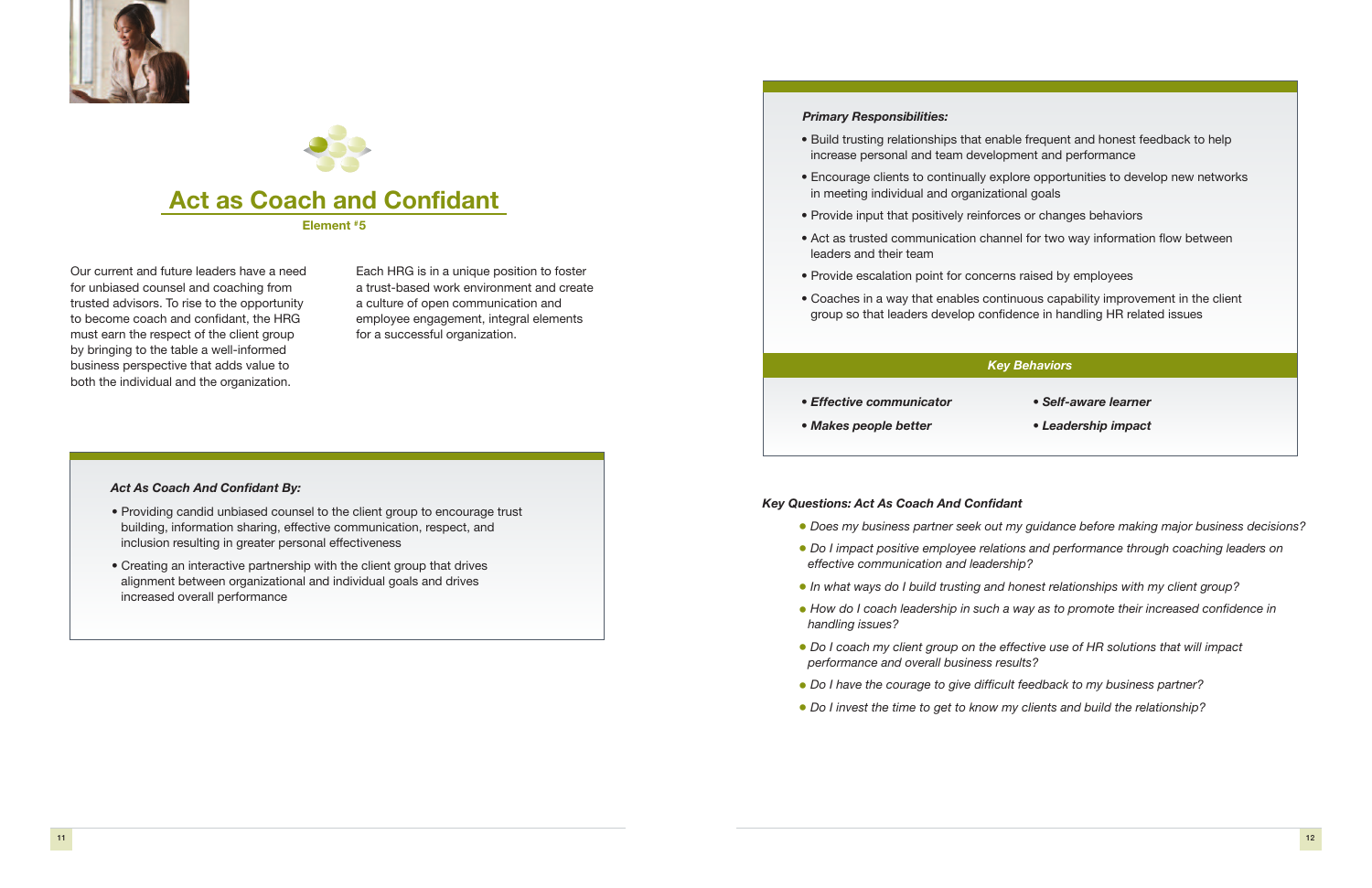# Act as Coach and Confidant

**Element #5**

Our current and future leaders have a need for unbiased counsel and coaching from trusted advisors. To rise to the opportunity to become coach and confidant, the HRG must earn the respect of the client group by bringing to the table a well-informed business perspective that adds value to both the individual and the organization.

Each HRG is in a unique position to foster a trust-based work environment and create a culture of open communication and employee engagement, integral elements for a successful organization.

***Act As Coach And Confidant By:***

- Providing candid unbiased counsel to the client group to encourage trust building, information sharing, effective communication, respect, and inclusion resulting in greater personal effectiveness
- Creating an interactive partnership with the client group that drives alignment between organizational and individual goals and drives increased overall performance

***Primary Responsibilities:***

- Build trusting relationships that enable frequent and honest feedback to help increase personal and team development and performance
- Encourage clients to continually explore opportunities to develop new networks in meeting individual and organizational goals
- Provide input that positively reinforces or changes behaviors
- Act as trusted communication channel for two way information flow between leaders and their team
- Provide escalation point for concerns raised by employees
- Coaches in a way that enables continuous capability improvement in the client group so that leaders develop confidence in handling HR related issues

***Key Behaviors***

- ***Effective communicator***
- ***Makes people better***
- ***Self-aware learner***
- ***Leadership impact***

***Key Questions: Act As Coach And Confidant***

- *Does my business partner seek out my guidance before making major business decisions?*
- *Do I impact positive employee relations and performance through coaching leaders on effective communication and leadership?*
- *In what ways do I build trusting and honest relationships with my client group?*
- *How do I coach leadership in such a way as to promote their increased confidence in handling issues?*
- *Do I coach my client group on the effective use of HR solutions that will impact performance and overall business results?*
- *Do I have the courage to give difficult feedback to my business partner?*
- *Do I invest the time to get to know my clients and build the relationship?*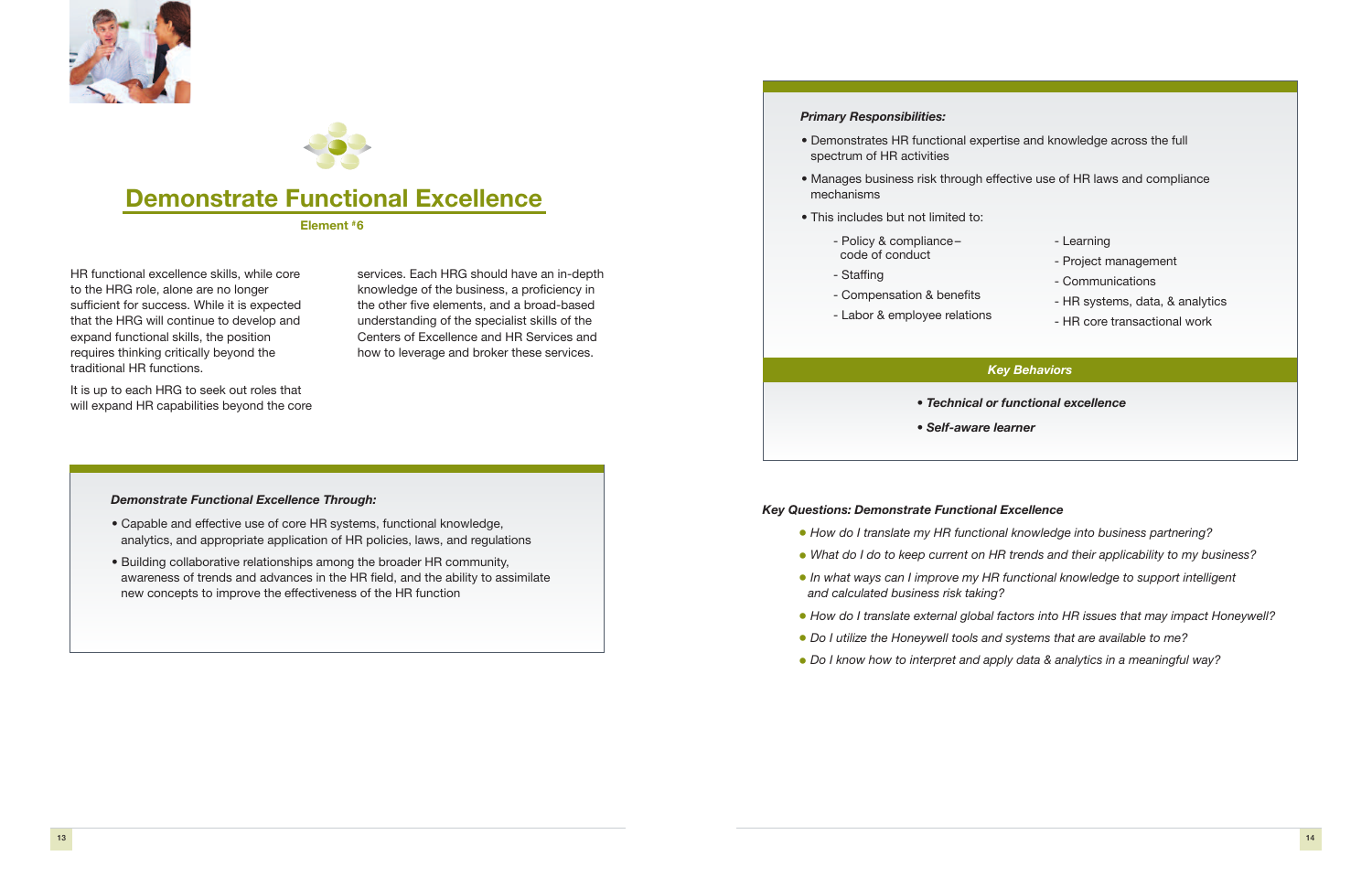# Demonstrate Functional Excellence

**Element #6**

HR functional excellence skills, while core to the HRG role, alone are no longer sufficient for success. While it is expected that the HRG will continue to develop and expand functional skills, the position requires thinking critically beyond the traditional HR functions.

It is up to each HRG to seek out roles that will expand HR capabilities beyond the core services. Each HRG should have an in-depth knowledge of the business, a proficiency in the other five elements, and a broad-based understanding of the specialist skills of the Centers of Excellence and HR Services and how to leverage and broker these services.

***Demonstrate Functional Excellence Through:***

- Capable and effective use of core HR systems, functional knowledge, analytics, and appropriate application of HR policies, laws, and regulations
- Building collaborative relationships among the broader HR community, awareness of trends and advances in the HR field, and the ability to assimilate new concepts to improve the effectiveness of the HR function

***Primary Responsibilities:***

- Demonstrates HR functional expertise and knowledge across the full spectrum of HR activities
- Manages business risk through effective use of HR laws and compliance mechanisms
- This includes but not limited to:
  - Policy & compliance–code of conduct
  - Staffing
  - Compensation & benefits
  - Labor & employee relations
  - Learning
  - Project management
  - Communications
  - HR systems, data, & analytics
  - HR core transactional work

***Key Behaviors***

- ***Technical or functional excellence***
- ***Self-aware learner***

***Key Questions: Demonstrate Functional Excellence***

- *How do I translate my HR functional knowledge into business partnering?*
- *What do I do to keep current on HR trends and their applicability to my business?*
- *In what ways can I improve my HR functional knowledge to support intelligent and calculated business risk taking?*
- *How do I translate external global factors into HR issues that may impact Honeywell?*
- *Do I utilize the Honeywell tools and systems that are available to me?*
- *Do I know how to interpret and apply data & analytics in a meaningful way?*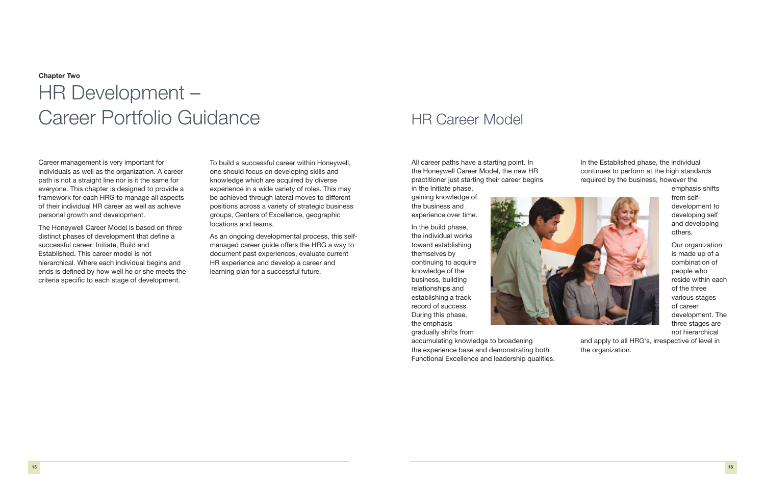**Chapter Two**

# HR Development – Career Portfolio Guidance

Career management is very important for individuals as well as the organization. A career path is not a straight line nor is it the same for everyone. This chapter is designed to provide a framework for each HRG to manage all aspects of their individual HR career as well as achieve personal growth and development.

The Honeywell Career Model is based on three distinct phases of development that define a successful career: Initiate, Build and Established. This career model is not hierarchical. Where each individual begins and ends is defined by how well he or she meets the criteria specific to each stage of development.

To build a successful career within Honeywell, one should focus on developing skills and knowledge which are acquired by diverse experience in a wide variety of roles. This may be achieved through lateral moves to different positions across a variety of strategic business groups, Centers of Excellence, geographic locations and teams.

As an ongoing developmental process, this self-managed career guide offers the HRG a way to document past experiences, evaluate current HR experience and develop a career and learning plan for a successful future.

## HR Career Model

All career paths have a starting point. In the Honeywell Career Model, the new HR practitioner just starting their career begins in the Initiate phase, gaining knowledge of the business and experience over time.

In the build phase, the individual works toward establishing themselves by continuing to acquire knowledge of the business, building relationships and establishing a track record of success. During this phase, the emphasis gradually shifts from accumulating knowledge to broadening the experience base and demonstrating both Functional Excellence and leadership qualities.

In the Established phase, the individual continues to perform at the high standards required by the business, however the emphasis shifts from self-development to developing self and developing others.

Our organization is made up of a combination of people who reside within each of the three various stages of career development. The three stages are not hierarchical and apply to all HRG's, irrespective of level in the organization.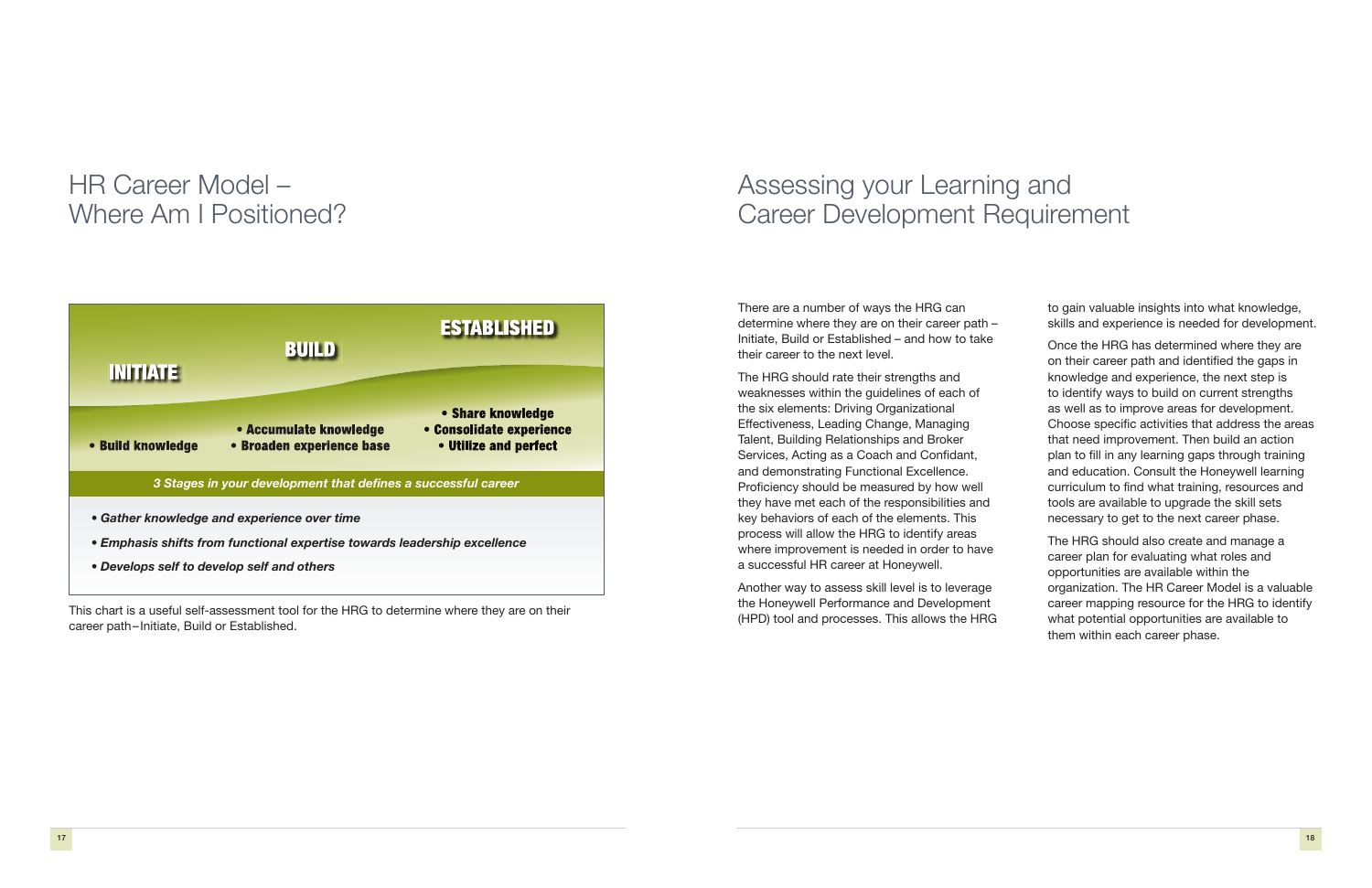# HR Career Model – Where Am I Positioned?

**INITIATE**

- **Build knowledge**

**BUILD**

- **Accumulate knowledge**
- **Broaden experience base**

**ESTABLISHED**

- **Share knowledge**
- **Consolidate experience**
- **Utilize and perfect**

***3 Stages in your development that defines a successful career***

- ***Gather knowledge and experience over time***
- ***Emphasis shifts from functional expertise towards leadership excellence***
- ***Develops self to develop self and others***

This chart is a useful self-assessment tool for the HRG to determine where they are on their career path – Initiate, Build or Established.

# Assessing your Learning and Career Development Requirement

There are a number of ways the HRG can determine where they are on their career path – Initiate, Build or Established – and how to take their career to the next level.

The HRG should rate their strengths and weaknesses within the guidelines of each of the six elements: Driving Organizational Effectiveness, Leading Change, Managing Talent, Building Relationships and Broker Services, Acting as a Coach and Confidant, and demonstrating Functional Excellence. Proficiency should be measured by how well they have met each of the responsibilities and key behaviors of each of the elements. This process will allow the HRG to identify areas where improvement is needed in order to have a successful HR career at Honeywell.

Another way to assess skill level is to leverage the Honeywell Performance and Development (HPD) tool and processes. This allows the HRG to gain valuable insights into what knowledge, skills and experience is needed for development.

Once the HRG has determined where they are on their career path and identified the gaps in knowledge and experience, the next step is to identify ways to build on current strengths as well as to improve areas for development. Choose specific activities that address the areas that need improvement. Then build an action plan to fill in any learning gaps through training and education. Consult the Honeywell learning curriculum to find what training, resources and tools are available to upgrade the skill sets necessary to get to the next career phase.

The HRG should also create and manage a career plan for evaluating what roles and opportunities are available within the organization. The HR Career Model is a valuable career mapping resource for the HRG to identify what potential opportunities are available to them within each career phase.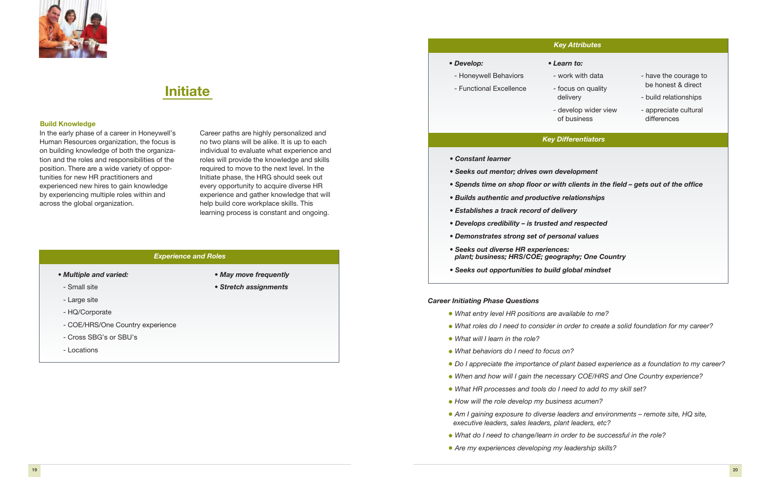# Initiate

### Build Knowledge

In the early phase of a career in Honeywell's Human Resources organization, the focus is on building knowledge of both the organization and the roles and responsibilities of the position. There are a wide variety of opportunities for new HR practitioners and experienced new hires to gain knowledge by experiencing multiple roles within and across the global organization.

Career paths are highly personalized and no two plans will be alike. It is up to each individual to evaluate what experience and roles will provide the knowledge and skills required to move to the next level. In the Initiate phase, the HRG should seek out every opportunity to acquire diverse HR experience and gather knowledge that will help build core workplace skills. This learning process is constant and ongoing.

### *Experience and Roles*

- ***Multiple and varied:***
  - Small site
  - Large site
  - HQ/Corporate
  - COE/HRS/One Country experience
  - Cross SBG's or SBU's
  - Locations
- ***May move frequently***
- ***Stretch assignments***

### *Key Attributes*

- ***Develop:***
  - Honeywell Behaviors
  - Functional Excellence
- ***Learn to:***
  - work with data
  - focus on quality delivery
  - develop wider view of business
  - have the courage to be honest & direct
  - build relationships
  - appreciate cultural differences

### *Key Differentiators*

- ***Constant learner***
- ***Seeks out mentor; drives own development***
- ***Spends time on shop floor or with clients in the field – gets out of the office***
- ***Builds authentic and productive relationships***
- ***Establishes a track record of delivery***
- ***Develops credibility – is trusted and respected***
- ***Demonstrates strong set of personal values***
- ***Seeks out diverse HR experiences: plant; business; HRS/COE; geography; One Country***
- ***Seeks out opportunities to build global mindset***

### *Career Initiating Phase Questions*

- *What entry level HR positions are available to me?*
- *What roles do I need to consider in order to create a solid foundation for my career?*
- *What will I learn in the role?*
- *What behaviors do I need to focus on?*
- *Do I appreciate the importance of plant based experience as a foundation to my career?*
- *When and how will I gain the necessary COE/HRS and One Country experience?*
- *What HR processes and tools do I need to add to my skill set?*
- *How will the role develop my business acumen?*
- *Am I gaining exposure to diverse leaders and environments – remote site, HQ site, executive leaders, sales leaders, plant leaders, etc?*
- *What do I need to change/learn in order to be successful in the role?*
- *Are my experiences developing my leadership skills?*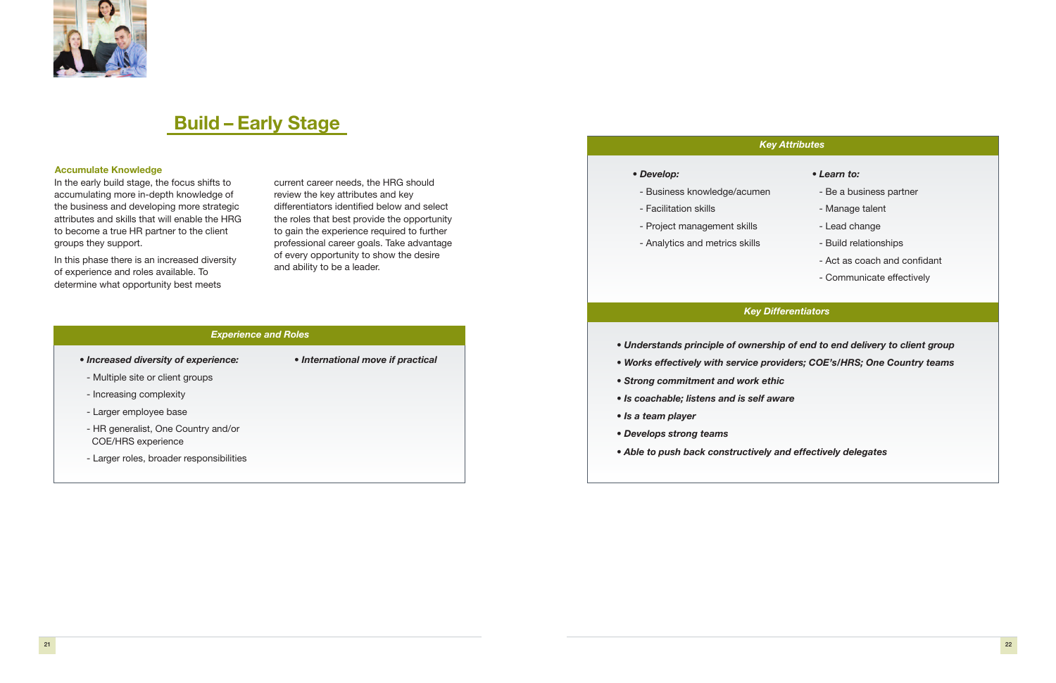# Build – Early Stage

### Accumulate Knowledge

In the early build stage, the focus shifts to accumulating more in-depth knowledge of the business and developing more strategic attributes and skills that will enable the HRG to become a true HR partner to the client groups they support.

In this phase there is an increased diversity of experience and roles available. To determine what opportunity best meets current career needs, the HRG should review the key attributes and key differentiators identified below and select the roles that best provide the opportunity to gain the experience required to further professional career goals. Take advantage of every opportunity to show the desire and ability to be a leader.

### *Experience and Roles*

- ***Increased diversity of experience:***
  - Multiple site or client groups
  - Increasing complexity
  - Larger employee base
  - HR generalist, One Country and/or COE/HRS experience
  - Larger roles, broader responsibilities
- ***International move if practical***

### *Key Attributes*

- ***Develop:***
  - Business knowledge/acumen
  - Facilitation skills
  - Project management skills
  - Analytics and metrics skills
- ***Learn to:***
  - Be a business partner
  - Manage talent
  - Lead change
  - Build relationships
  - Act as coach and confidant
  - Communicate effectively

### *Key Differentiators*

- ***Understands principle of ownership of end to end delivery to client group***
- ***Works effectively with service providers; COE's/HRS; One Country teams***
- ***Strong commitment and work ethic***
- ***Is coachable; listens and is self aware***
- ***Is a team player***
- ***Develops strong teams***
- ***Able to push back constructively and effectively delegates***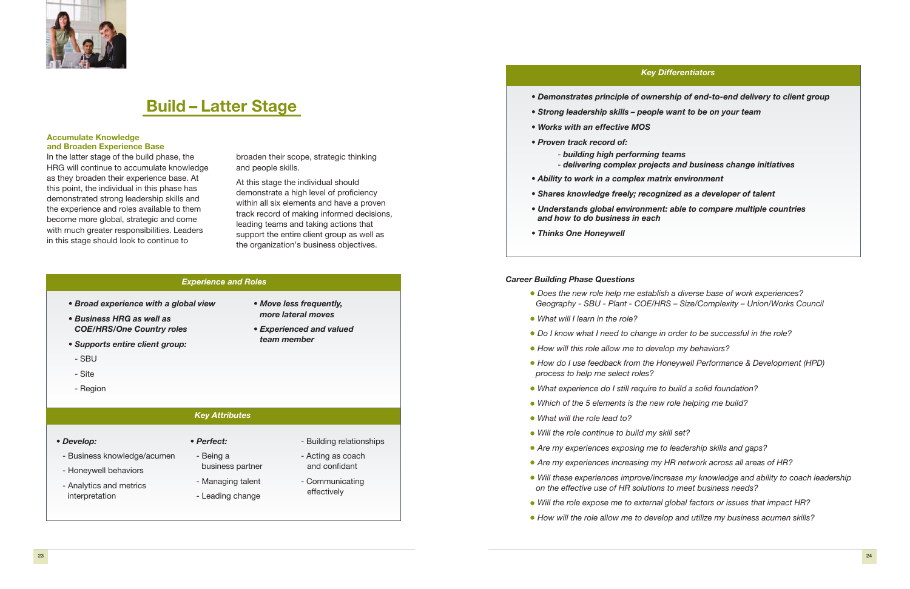# Build – Latter Stage

### Accumulate Knowledge and Broaden Experience Base

In the latter stage of the build phase, the HRG will continue to accumulate knowledge as they broaden their experience base. At this point, the individual in this phase has demonstrated strong leadership skills and the experience and roles available to them become more global, strategic and come with much greater responsibilities. Leaders in this stage should look to continue to broaden their scope, strategic thinking and people skills.

At this stage the individual should demonstrate a high level of proficiency within all six elements and have a proven track record of making informed decisions, leading teams and taking actions that support the entire client group as well as the organization's business objectives.

### *Experience and Roles*

- ***Broad experience with a global view***
- ***Business HRG as well as COE/HRS/One Country roles***
- ***Supports entire client group:***
  - SBU
  - Site
  - Region
- ***Move less frequently, more lateral moves***
- ***Experienced and valued team member***

### *Key Attributes*

- ***Develop:***
  - Business knowledge/acumen
  - Honeywell behaviors
  - Analytics and metrics interpretation
- ***Perfect:***
  - Being a business partner
  - Managing talent
  - Leading change
  - Building relationships
  - Acting as coach and confidant
  - Communicating effectively

### *Key Differentiators*

- ***Demonstrates principle of ownership of end-to-end delivery to client group***
- ***Strong leadership skills – people want to be on your team***
- ***Works with an effective MOS***
- ***Proven track record of:***
  - ***building high performing teams***
  - ***delivering complex projects and business change initiatives***
- ***Ability to work in a complex matrix environment***
- ***Shares knowledge freely; recognized as a developer of talent***
- ***Understands global environment: able to compare multiple countries and how to do business in each***
- ***Thinks One Honeywell***

### *Career Building Phase Questions*

- *Does the new role help me establish a diverse base of work experiences? Geography - SBU - Plant - COE/HRS – Size/Complexity – Union/Works Council*
- *What will I learn in the role?*
- *Do I know what I need to change in order to be successful in the role?*
- *How will this role allow me to develop my behaviors?*
- *How do I use feedback from the Honeywell Performance & Development (HPD) process to help me select roles?*
- *What experience do I still require to build a solid foundation?*
- *Which of the 5 elements is the new role helping me build?*
- *What will the role lead to?*
- *Will the role continue to build my skill set?*
- *Are my experiences exposing me to leadership skills and gaps?*
- *Are my experiences increasing my HR network across all areas of HR?*
- *Will these experiences improve/increase my knowledge and ability to coach leadership on the effective use of HR solutions to meet business needs?*
- *Will the role expose me to external global factors or issues that impact HR?*
- *How will the role allow me to develop and utilize my business acumen skills?*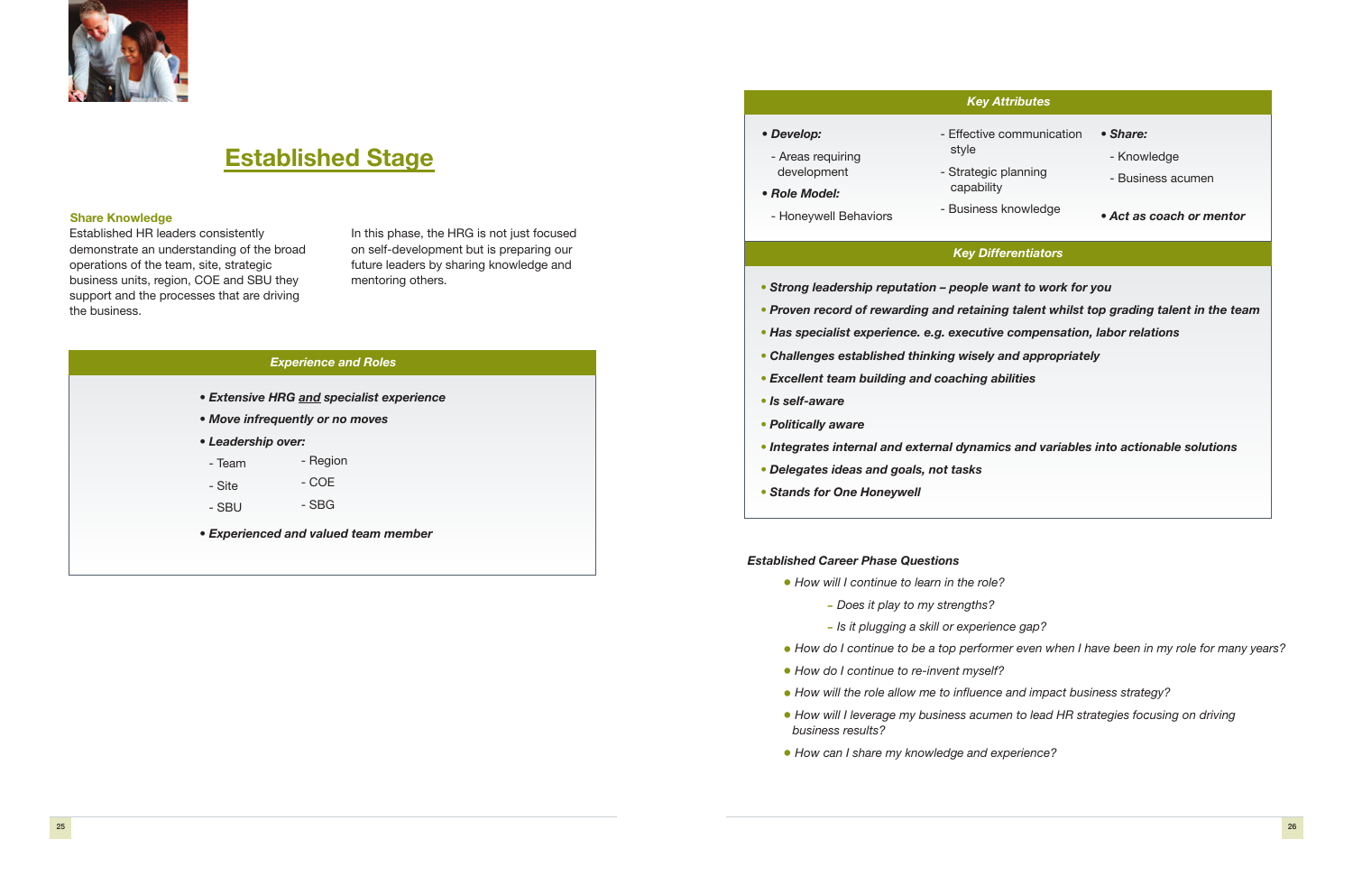# Established Stage

**Share Knowledge**

Established HR leaders consistently demonstrate an understanding of the broad operations of the team, site, strategic business units, region, COE and SBU they support and the processes that are driving the business.

In this phase, the HRG is not just focused on self-development but is preparing our future leaders by sharing knowledge and mentoring others.

### Experience and Roles

- ***Extensive HRG <u>and</u> specialist experience***
- ***Move infrequently or no moves***
- ***Leadership over:***
  - Team
  - Site
  - SBU
  - Region
  - COE
  - SBG
- ***Experienced and valued team member***

### Key Attributes

- ***Develop:***
  - Areas requiring development
- ***Role Model:***
  - Honeywell Behaviors
  - Effective communication style
  - Strategic planning capability
  - Business knowledge
- ***Share:***
  - Knowledge
  - Business acumen
- ***Act as coach or mentor***

### Key Differentiators

- ***Strong leadership reputation – people want to work for you***
- ***Proven record of rewarding and retaining talent whilst top grading talent in the team***
- ***Has specialist experience. e.g. executive compensation, labor relations***
- ***Challenges established thinking wisely and appropriately***
- ***Excellent team building and coaching abilities***
- ***Is self-aware***
- ***Politically aware***
- ***Integrates internal and external dynamics and variables into actionable solutions***
- ***Delegates ideas and goals, not tasks***
- ***Stands for One Honeywell***

***Established Career Phase Questions***

- *How will I continue to learn in the role?*
  - *Does it play to my strengths?*
  - *Is it plugging a skill or experience gap?*
- *How do I continue to be a top performer even when I have been in my role for many years?*
- *How do I continue to re-invent myself?*
- *How will the role allow me to influence and impact business strategy?*
- *How will I leverage my business acumen to lead HR strategies focusing on driving business results?*
- *How can I share my knowledge and experience?*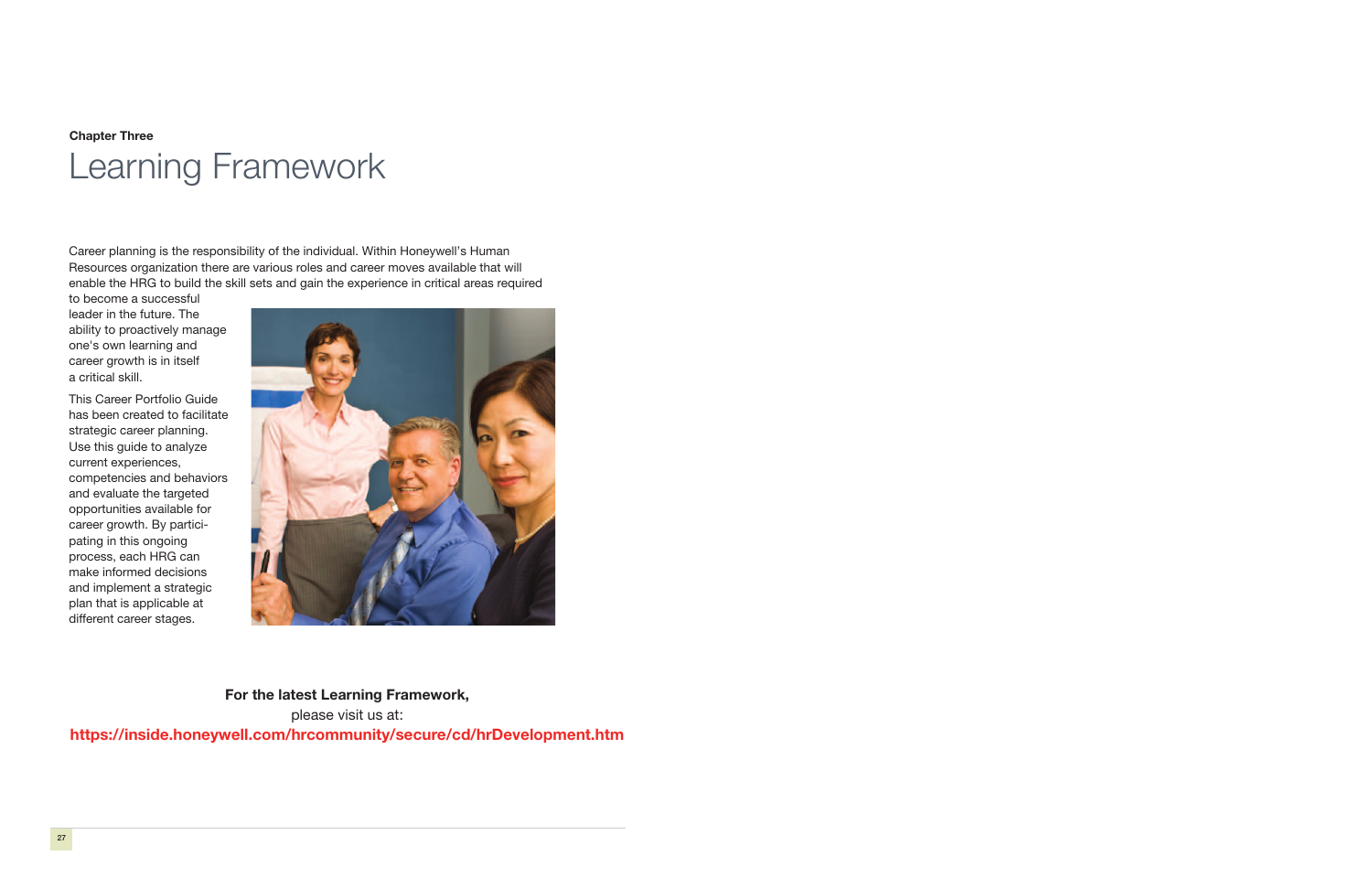**Chapter Three**

# Learning Framework

Career planning is the responsibility of the individual. Within Honeywell's Human Resources organization there are various roles and career moves available that will enable the HRG to build the skill sets and gain the experience in critical areas required to become a successful leader in the future. The ability to proactively manage one's own learning and career growth is in itself a critical skill.

This Career Portfolio Guide has been created to facilitate strategic career planning. Use this guide to analyze current experiences, competencies and behaviors and evaluate the targeted opportunities available for career growth. By participating in this ongoing process, each HRG can make informed decisions and implement a strategic plan that is applicable at different career stages.

**For the latest Learning Framework,**
please visit us at:
**https://inside.honeywell.com/hrcommunity/secure/cd/hrDevelopment.htm**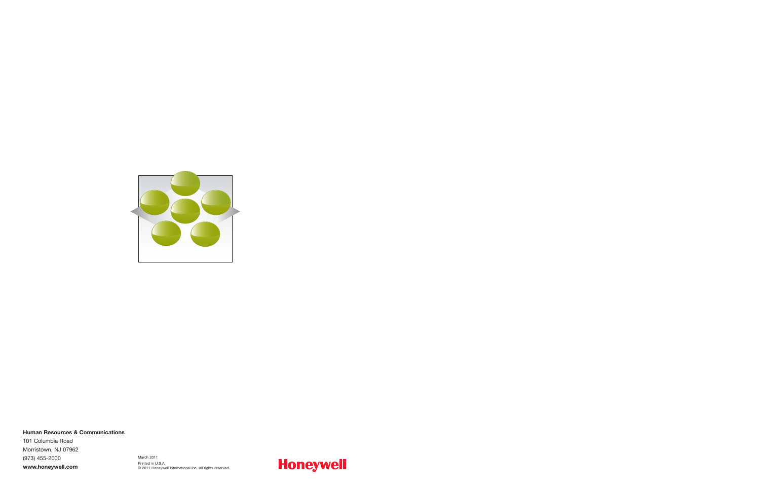**Human Resources & Communications**

101 Columbia Road

Morristown, NJ 07962

(973) 455-2000

**www.honeywell.com**

March 2011

Printed in U.S.A.

© 2011 Honeywell International Inc. All rights reserved.

**Honeywell**